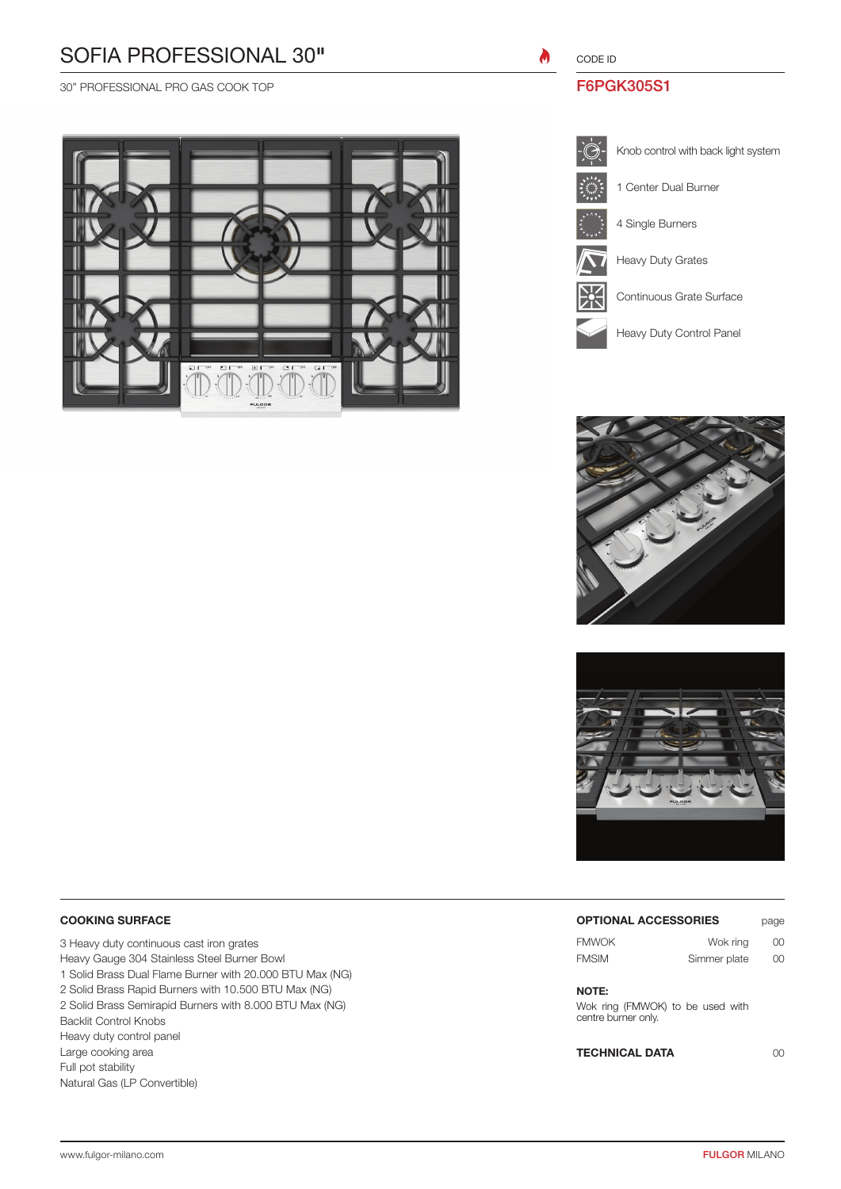# SOFIA PROFESSIONAL 30"

30" PROFESSIONAL PRO GAS COOK TOP

CODE ID

**F6PGK305S1**

- Knob control with back light system
- 1 Center Dual Burner
- 4 Single Burners
- Heavy Duty Grates
- Continuous Grate Surface
- Heavy Duty Control Panel

## COOKING SURFACE

3 Heavy duty continuous cast iron grates
Heavy Gauge 304 Stainless Steel Burner Bowl
1 Solid Brass Dual Flame Burner with 20.000 BTU Max (NG)
2 Solid Brass Rapid Burners with 10.500 BTU Max (NG)
2 Solid Brass Semirapid Burners with 8.000 BTU Max (NG)
Backlit Control Knobs
Heavy duty control panel
Large cooking area
Full pot stability
Natural Gas (LP Convertible)

## OPTIONAL ACCESSORIES

| | | page |
|---|---|---|
| FMWOK | Wok ring | 00 |
| FMSIM | Simmer plate | 00 |

**NOTE:**
Wok ring (FMWOK) to be used with centre burner only.

**TECHNICAL DATA** 00

www.fulgor-milano.com

FULGOR MILANO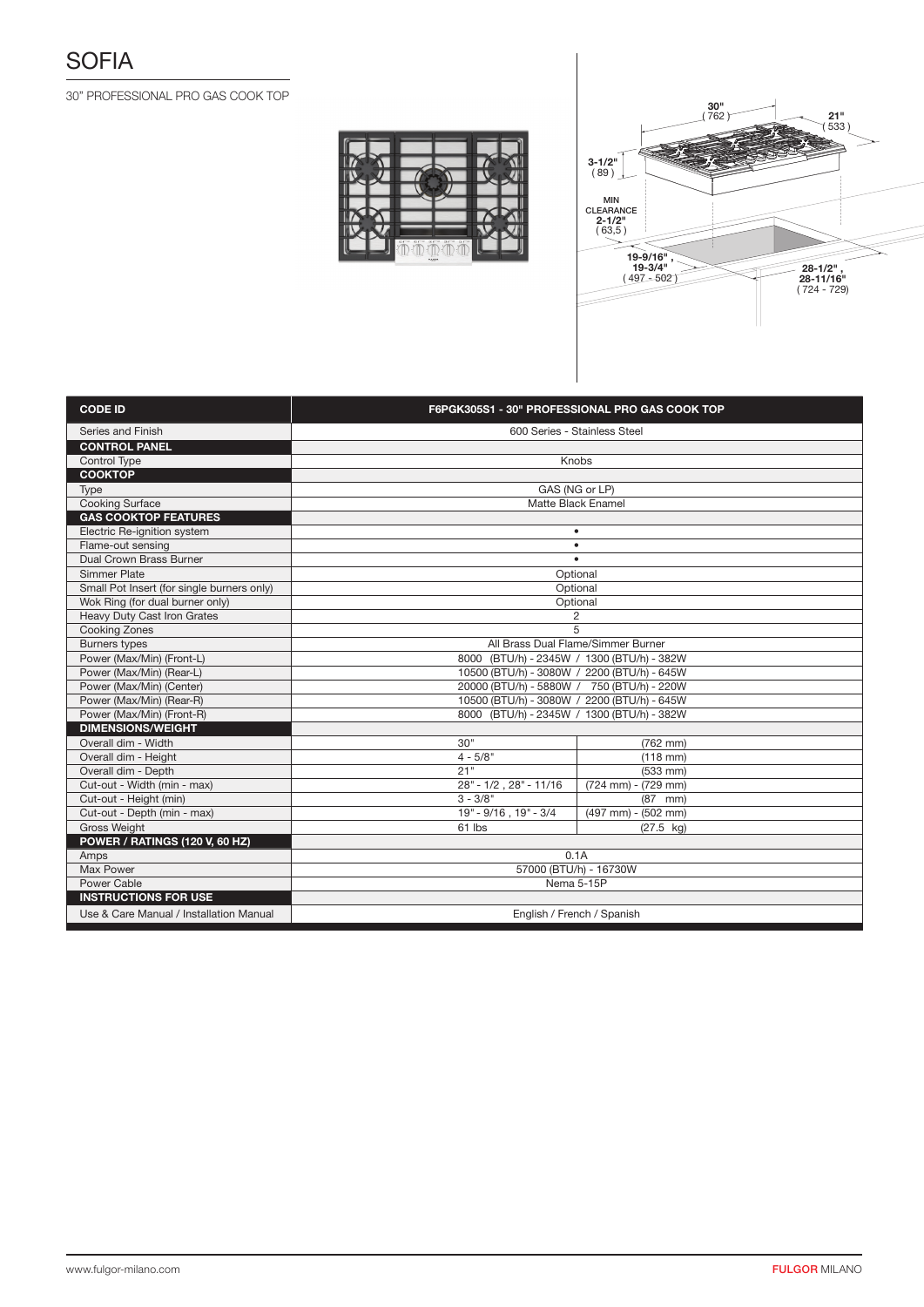# SOFIA

30" PROFESSIONAL PRO GAS COOK TOP

30"
( 762 )

21"
( 533 )

3-1/2"
( 89 )

MIN
CLEARANCE
2-1/2"
( 63,5 )

19-9/16" ,
19-3/4"
( 497 - 502 )

28-1/2" ,
28-11/16"
( 724 - 729)

| CODE ID | F6PGK305S1 - 30" PROFESSIONAL PRO GAS COOK TOP | |
|---|---|---|
| Series and Finish | 600 Series - Stainless Steel | |
| **CONTROL PANEL** | | |
| Control Type | Knobs | |
| **COOKTOP** | | |
| Type | GAS (NG or LP) | |
| Cooking Surface | Matte Black Enamel | |
| **GAS COOKTOP FEATURES** | | |
| Electric Re-ignition system | • | |
| Flame-out sensing | • | |
| Dual Crown Brass Burner | • | |
| Simmer Plate | Optional | |
| Small Pot Insert (for single burners only) | Optional | |
| Wok Ring (for dual burner only) | Optional | |
| Heavy Duty Cast Iron Grates | 2 | |
| Cooking Zones | 5 | |
| Burners types | All Brass Dual Flame/Simmer Burner | |
| Power (Max/Min) (Front-L) | 8000 (BTU/h) - 2345W / 1300 (BTU/h) - 382W | |
| Power (Max/Min) (Rear-L) | 10500 (BTU/h) - 3080W / 2200 (BTU/h) - 645W | |
| Power (Max/Min) (Center) | 20000 (BTU/h) - 5880W / 750 (BTU/h) - 220W | |
| Power (Max/Min) (Rear-R) | 10500 (BTU/h) - 3080W / 2200 (BTU/h) - 645W | |
| Power (Max/Min) (Front-R) | 8000 (BTU/h) - 2345W / 1300 (BTU/h) - 382W | |
| **DIMENSIONS/WEIGHT** | | |
| Overall dim - Width | 30" | (762 mm) |
| Overall dim - Height | 4 - 5/8" | (118 mm) |
| Overall dim - Depth | 21" | (533 mm) |
| Cut-out - Width (min - max) | 28" - 1/2 , 28" - 11/16 | (724 mm) - (729 mm) |
| Cut-out - Height (min) | 3 - 3/8" | (87 mm) |
| Cut-out - Depth (min - max) | 19" - 9/16 , 19" - 3/4 | (497 mm) - (502 mm) |
| Gross Weight | 61 lbs | (27.5 kg) |
| **POWER / RATINGS (120 V, 60 HZ)** | | |
| Amps | 0.1A | |
| Max Power | 57000 (BTU/h) - 16730W | |
| Power Cable | Nema 5-15P | |
| **INSTRUCTIONS FOR USE** | | |
| Use & Care Manual / Installation Manual | English / French / Spanish | |

www.fulgor-milano.com

**FULGOR** MILANO